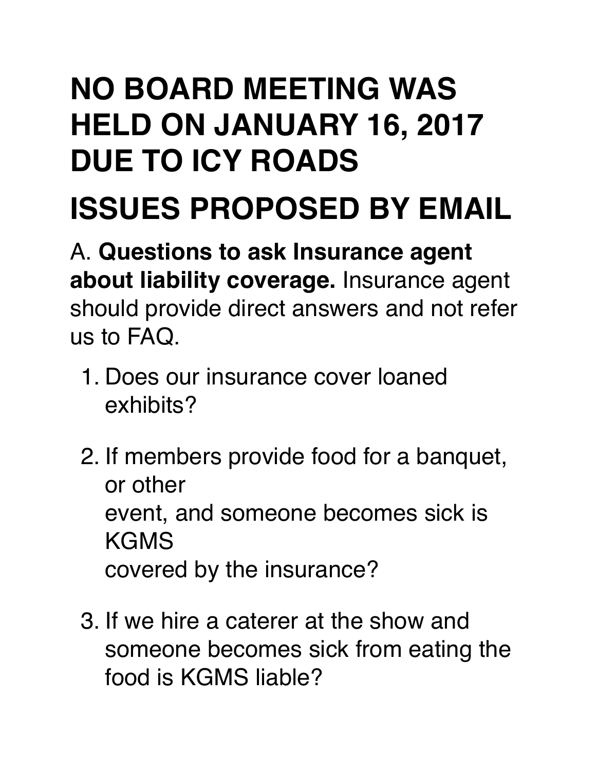# NO BOARD MEETING WAS HELD ON JANUARY 16, 2017 DUE TO ICY ROADS

# ISSUES PROPOSED BY EMAIL

A. **Questions to ask Insurance agent about liability coverage.** Insurance agent should provide direct answers and not refer us to FAQ.

1. Does our insurance cover loaned exhibits?

2. If members provide food for a banquet, or other event, and someone becomes sick is KGMS covered by the insurance?

3. If we hire a caterer at the show and someone becomes sick from eating the food is KGMS liable?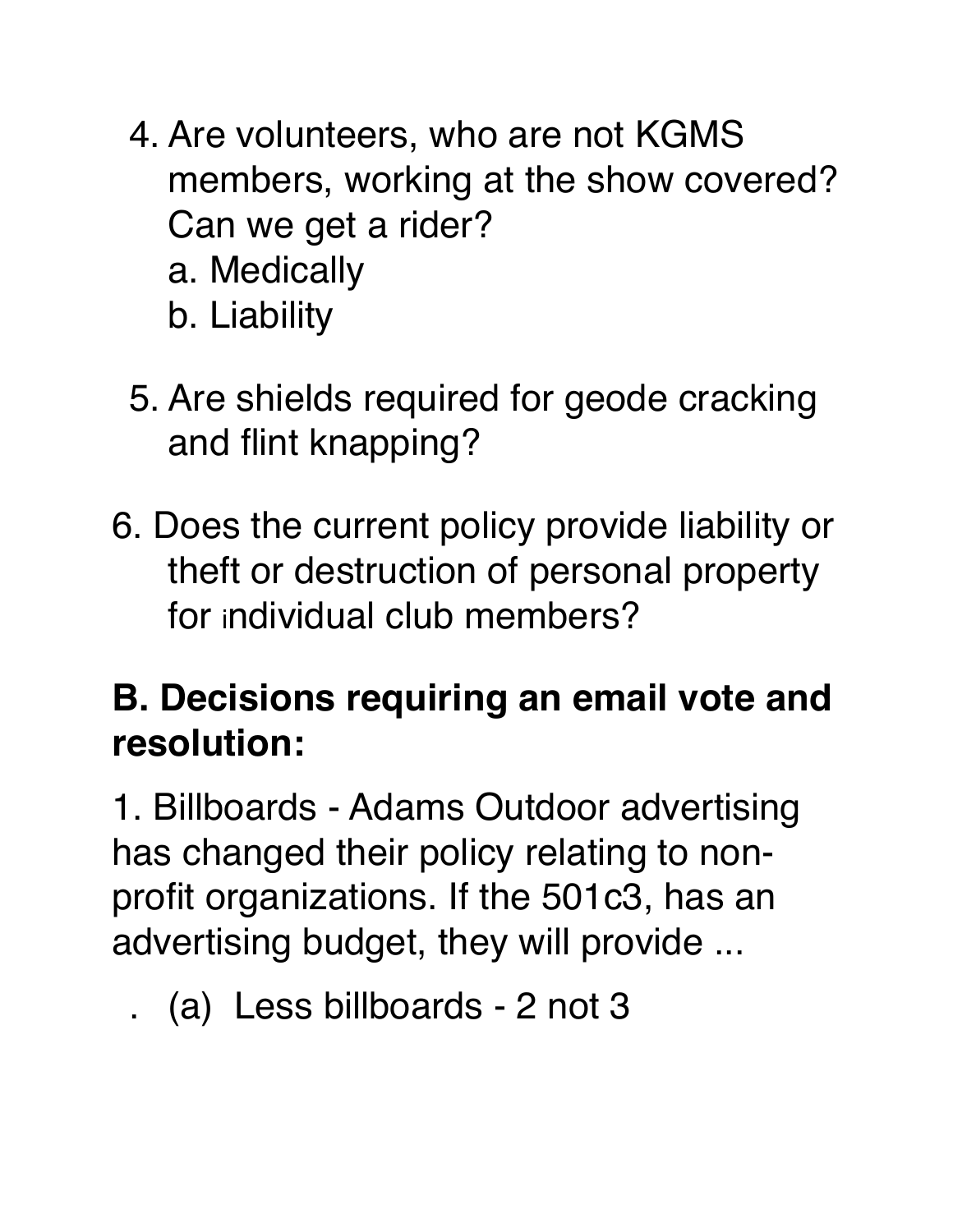4. Are volunteers, who are not KGMS members, working at the show covered? Can we get a rider?
    a. Medically
    b. Liability

5. Are shields required for geode cracking and flint knapping?

6. Does the current policy provide liability or theft or destruction of personal property for individual club members?

## B. Decisions requiring an email vote and resolution:

1. Billboards - Adams Outdoor advertising has changed their policy relating to non-profit organizations. If the 501c3, has an advertising budget, they will provide ...

. (a) Less billboards - 2 not 3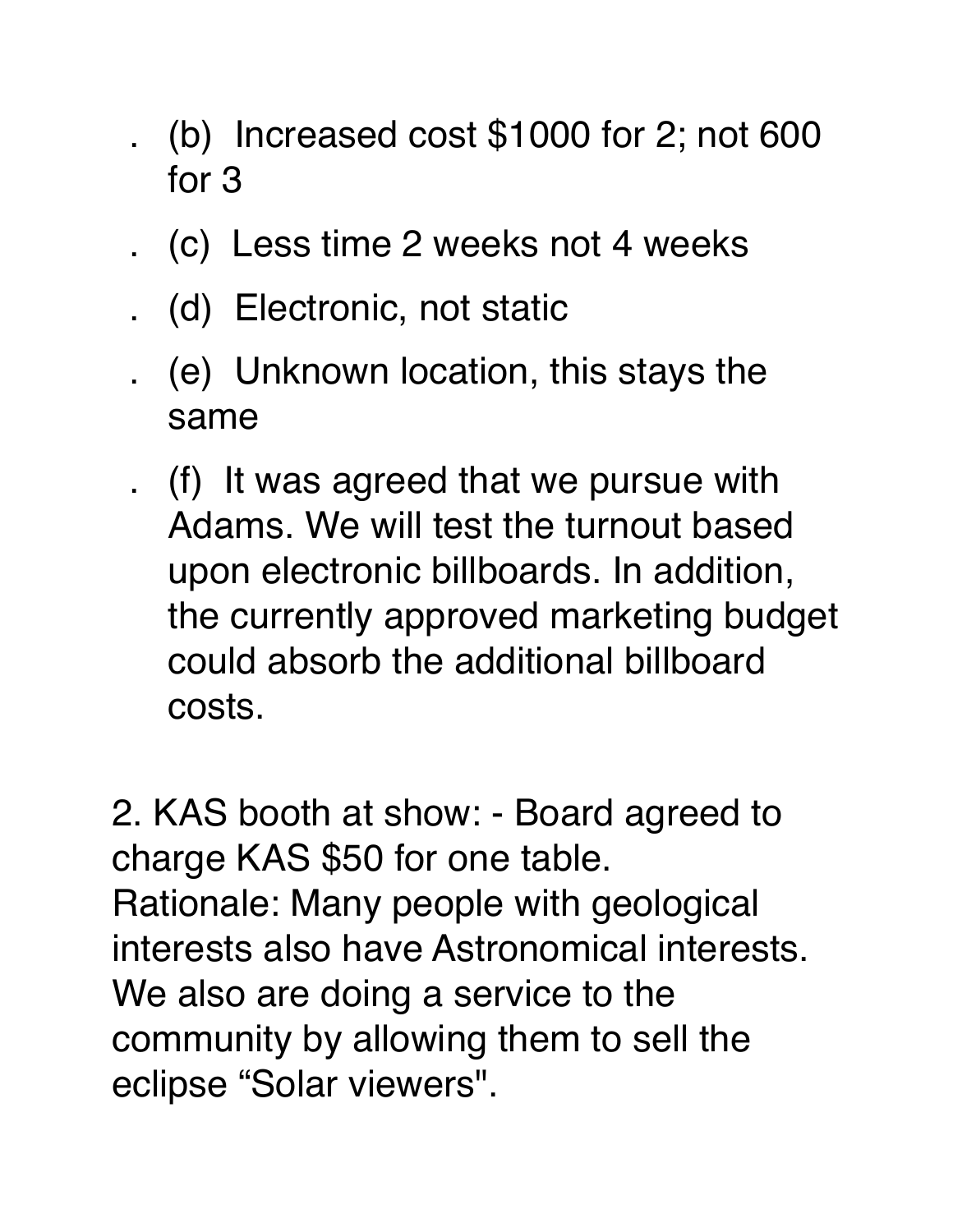- (b) Increased cost $1000 for 2; not 600 for 3
- (c) Less time 2 weeks not 4 weeks
- (d) Electronic, not static
- (e) Unknown location, this stays the same
- (f) It was agreed that we pursue with Adams. We will test the turnout based upon electronic billboards. In addition, the currently approved marketing budget could absorb the additional billboard costs.

2. KAS booth at show: - Board agreed to charge KAS $50 for one table.
Rationale: Many people with geological interests also have Astronomical interests. We also are doing a service to the community by allowing them to sell the eclipse “Solar viewers".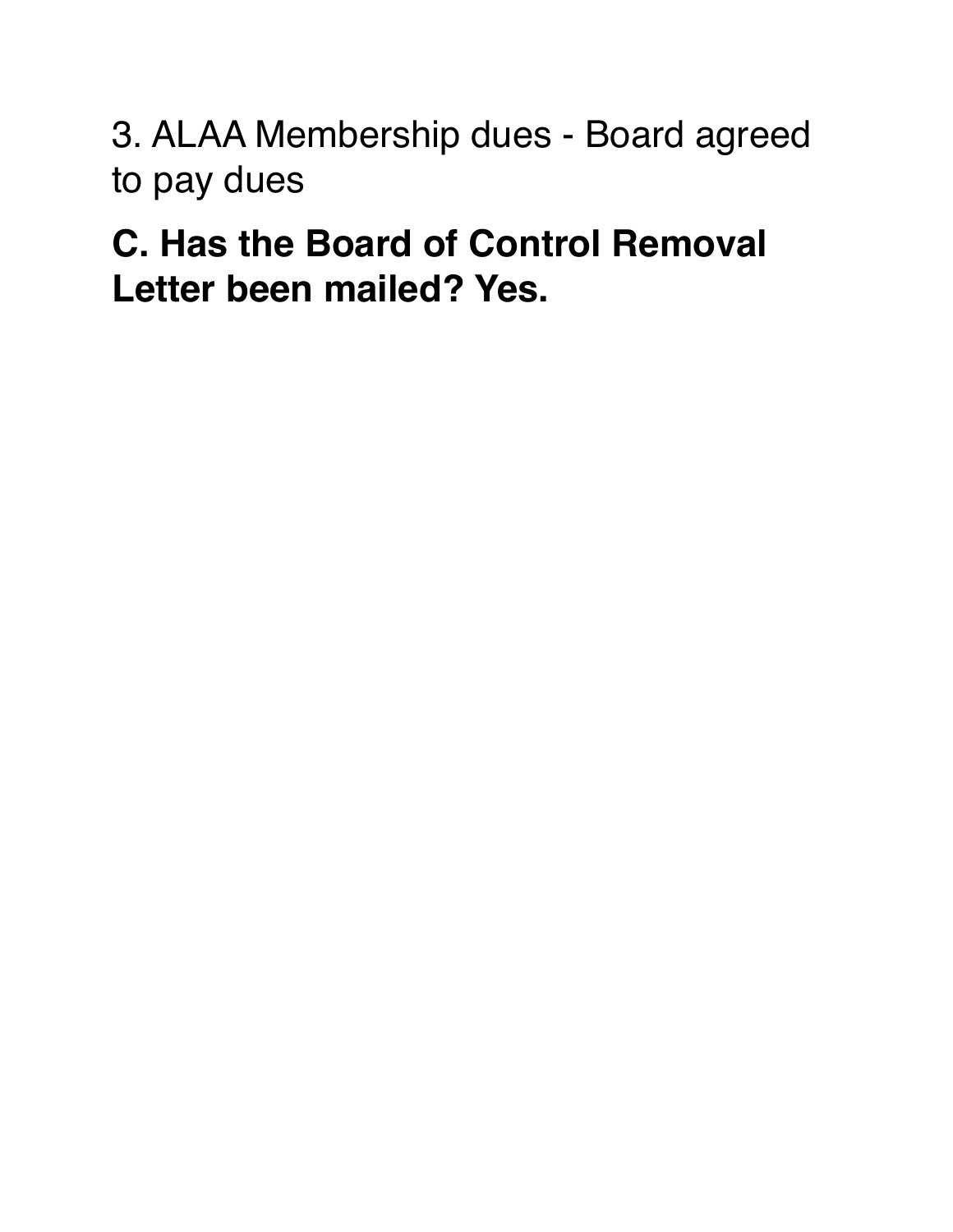3. ALAA Membership dues - Board agreed to pay dues

**C. Has the Board of Control Removal Letter been mailed? Yes.**